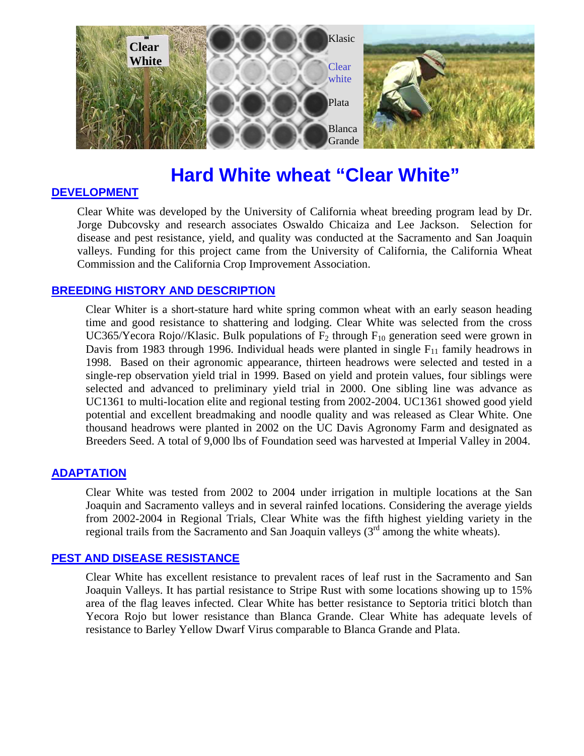# Hard White wheat "Clear White"

## DEVELOPMENT

Clear White was developed by the University of California wheat breeding program lead by Dr. Jorge Dubcovsky and research associates Oswaldo Chicaiza and Lee Jackson. Selection for disease and pest resistance, yield, and quality was conducted at the Sacramento and San Joaquin valleys. Funding for this project came from the University of California, the California Wheat Commission and the California Crop Improvement Association.

## BREEDING HISTORY AND DESCRIPTION

Clear Whiter is a short-stature hard white spring common wheat with an early season heading time and good resistance to shattering and lodging. Clear White was selected from the cross UC365/Yecora Rojo//Klasic. Bulk populations of $F_2$ through $F_{10}$ generation seed were grown in Davis from 1983 through 1996. Individual heads were planted in single $F_{11}$ family headrows in 1998. Based on their agronomic appearance, thirteen headrows were selected and tested in a single-rep observation yield trial in 1999. Based on yield and protein values, four siblings were selected and advanced to preliminary yield trial in 2000. One sibling line was advance as UC1361 to multi-location elite and regional testing from 2002-2004. UC1361 showed good yield potential and excellent breadmaking and noodle quality and was released as Clear White. One thousand headrows were planted in 2002 on the UC Davis Agronomy Farm and designated as Breeders Seed. A total of 9,000 lbs of Foundation seed was harvested at Imperial Valley in 2004.

## ADAPTATION

Clear White was tested from 2002 to 2004 under irrigation in multiple locations at the San Joaquin and Sacramento valleys and in several rainfed locations. Considering the average yields from 2002-2004 in Regional Trials, Clear White was the fifth highest yielding variety in the regional trails from the Sacramento and San Joaquin valleys (3rd among the white wheats).

## PEST AND DISEASE RESISTANCE

Clear White has excellent resistance to prevalent races of leaf rust in the Sacramento and San Joaquin Valleys. It has partial resistance to Stripe Rust with some locations showing up to 15% area of the flag leaves infected. Clear White has better resistance to Septoria tritici blotch than Yecora Rojo but lower resistance than Blanca Grande. Clear White has adequate levels of resistance to Barley Yellow Dwarf Virus comparable to Blanca Grande and Plata.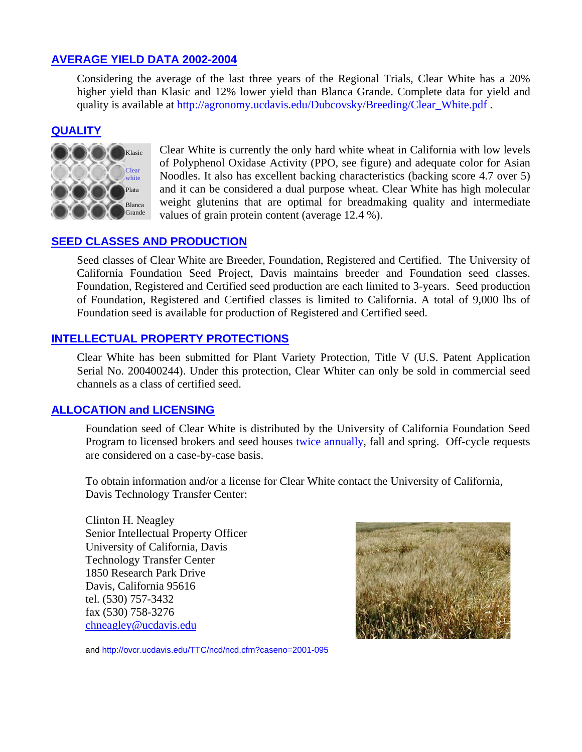## AVERAGE YIELD DATA 2002-2004

Considering the average of the last three years of the Regional Trials, Clear White has a 20% higher yield than Klasic and 12% lower yield than Blanca Grande. Complete data for yield and quality is available at http://agronomy.ucdavis.edu/Dubcovsky/Breeding/Clear_White.pdf .

## QUALITY

Klasic

Clear white

Plata

Blanca Grande

Clear White is currently the only hard white wheat in California with low levels of Polyphenol Oxidase Activity (PPO, see figure) and adequate color for Asian Noodles. It also has excellent backing characteristics (backing score 4.7 over 5) and it can be considered a dual purpose wheat. Clear White has high molecular weight glutenins that are optimal for breadmaking quality and intermediate values of grain protein content (average 12.4 %).

## SEED CLASSES AND PRODUCTION

Seed classes of Clear White are Breeder, Foundation, Registered and Certified. The University of California Foundation Seed Project, Davis maintains breeder and Foundation seed classes. Foundation, Registered and Certified seed production are each limited to 3-years. Seed production of Foundation, Registered and Certified classes is limited to California. A total of 9,000 lbs of Foundation seed is available for production of Registered and Certified seed.

## INTELLECTUAL PROPERTY PROTECTIONS

Clear White has been submitted for Plant Variety Protection, Title V (U.S. Patent Application Serial No. 200400244). Under this protection, Clear Whiter can only be sold in commercial seed channels as a class of certified seed.

## ALLOCATION and LICENSING

Foundation seed of Clear White is distributed by the University of California Foundation Seed Program to licensed brokers and seed houses twice annually, fall and spring. Off-cycle requests are considered on a case-by-case basis.

To obtain information and/or a license for Clear White contact the University of California, Davis Technology Transfer Center:

Clinton H. Neagley  
Senior Intellectual Property Officer  
University of California, Davis  
Technology Transfer Center  
1850 Research Park Drive  
Davis, California 95616  
tel. (530) 757-3432  
fax (530) 758-3276  
chneagley@ucdavis.edu

and http://ovcr.ucdavis.edu/TTC/ncd/ncd.cfm?caseno=2001-095